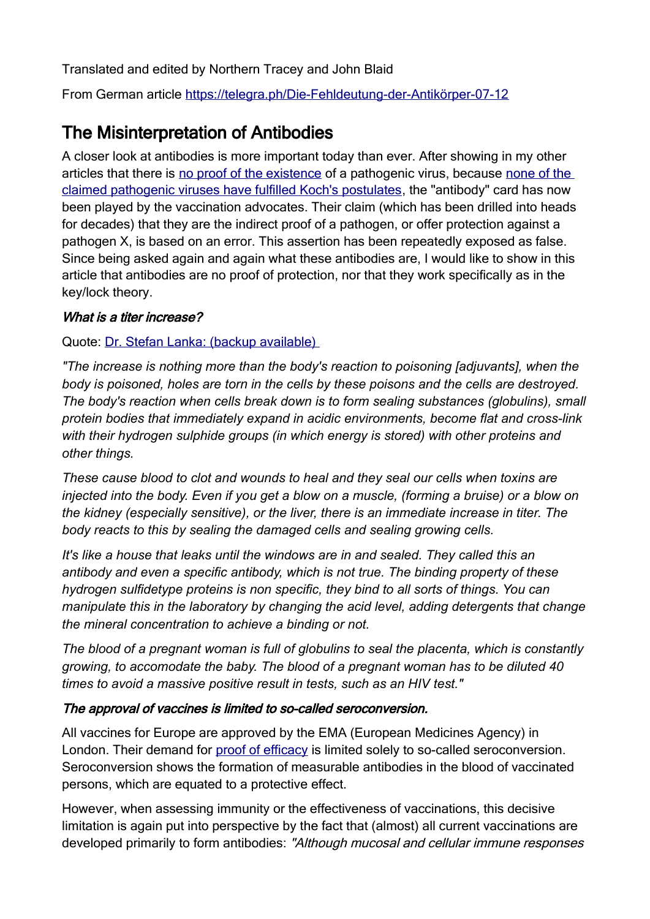Translated and edited by Northern Tracey and John Blaid

From German article [https://telegra.ph/Die-Fehldeutung-der-Antikörper-07-12](https://telegra.ph/Die-Fehldeutung-der-Antikörper-07-12)

# The Misinterpretation of Antibodies

A closer look at antibodies is more important today than ever. After showing in my other articles that there is [no proof of the existence](#) of a pathogenic virus, because [none of the claimed pathogenic viruses have fulfilled Koch's postulates](#), the "antibody" card has now been played by the vaccination advocates. Their claim (which has been drilled into heads for decades) that they are the indirect proof of a pathogen, or offer protection against a pathogen X, is based on an error. This assertion has been repeatedly exposed as false. Since being asked again and again what these antibodies are, I would like to show in this article that antibodies are no proof of protection, nor that they work specifically as in the key/lock theory.

### *What is a titer increase?*

Quote: [Dr. Stefan Lanka: (backup available)](#)

*"The increase is nothing more than the body's reaction to poisoning [adjuvants], when the body is poisoned, holes are torn in the cells by these poisons and the cells are destroyed. The body's reaction when cells break down is to form sealing substances (globulins), small protein bodies that immediately expand in acidic environments, become flat and cross-link with their hydrogen sulphide groups (in which energy is stored) with other proteins and other things.*

*These cause blood to clot and wounds to heal and they seal our cells when toxins are injected into the body. Even if you get a blow on a muscle, (forming a bruise) or a blow on the kidney (especially sensitive), or the liver, there is an immediate increase in titer. The body reacts to this by sealing the damaged cells and sealing growing cells.*

*It's like a house that leaks until the windows are in and sealed. They called this an antibody and even a specific antibody, which is not true. The binding property of these hydrogen sulfidetype proteins is non specific, they bind to all sorts of things. You can manipulate this in the laboratory by changing the acid level, adding detergents that change the mineral concentration to achieve a binding or not.*

*The blood of a pregnant woman is full of globulins to seal the placenta, which is constantly growing, to accomodate the baby. The blood of a pregnant woman has to be diluted 40 times to avoid a massive positive result in tests, such as an HIV test."*

### *The approval of vaccines is limited to so-called seroconversion.*

All vaccines for Europe are approved by the EMA (European Medicines Agency) in London. Their demand for [proof of efficacy](#) is limited solely to so-called seroconversion. Seroconversion shows the formation of measurable antibodies in the blood of vaccinated persons, which are equated to a protective effect.

However, when assessing immunity or the effectiveness of vaccinations, this decisive limitation is again put into perspective by the fact that (almost) all current vaccinations are developed primarily to form antibodies: *"Although mucosal and cellular immune responses*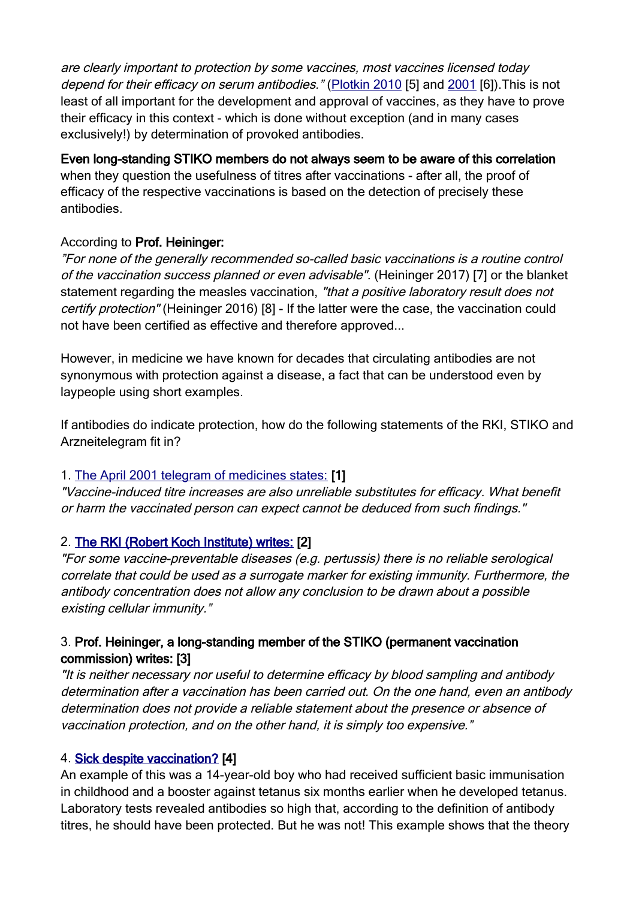*are clearly important to protection by some vaccines, most vaccines licensed today depend for their efficacy on serum antibodies."* (Plotkin 2010 [5] and 2001 [6]).This is not least of all important for the development and approval of vaccines, as they have to prove their efficacy in this context - which is done without exception (and in many cases exclusively!) by determination of provoked antibodies.

**Even long-standing STIKO members do not always seem to be aware of this correlation** when they question the usefulness of titres after vaccinations - after all, the proof of efficacy of the respective vaccinations is based on the detection of precisely these antibodies.

According to **Prof. Heininger:**
*"For none of the generally recommended so-called basic vaccinations is a routine control of the vaccination success planned or even advisable"*. (Heininger 2017) [7] or the blanket statement regarding the measles vaccination, *"that a positive laboratory result does not certify protection"* (Heininger 2016) [8] - If the latter were the case, the vaccination could not have been certified as effective and therefore approved...

However, in medicine we have known for decades that circulating antibodies are not synonymous with protection against a disease, a fact that can be understood even by laypeople using short examples.

If antibodies do indicate protection, how do the following statements of the RKI, STIKO and Arzneitelegram fit in?

1. The April 2001 telegram of medicines states: **[1]**
*"Vaccine-induced titre increases are also unreliable substitutes for efficacy. What benefit or harm the vaccinated person can expect cannot be deduced from such findings."*

2. **The RKI (Robert Koch Institute) writes: [2]**
*"For some vaccine-preventable diseases (e.g. pertussis) there is no reliable serological correlate that could be used as a surrogate marker for existing immunity. Furthermore, the antibody concentration does not allow any conclusion to be drawn about a possible existing cellular immunity."*

3. **Prof. Heininger, a long-standing member of the STIKO (permanent vaccination commission) writes: [3]**
*"It is neither necessary nor useful to determine efficacy by blood sampling and antibody determination after a vaccination has been carried out. On the one hand, even an antibody determination does not provide a reliable statement about the presence or absence of vaccination protection, and on the other hand, it is simply too expensive."*

4. **Sick despite vaccination? [4]**
An example of this was a 14-year-old boy who had received sufficient basic immunisation in childhood and a booster against tetanus six months earlier when he developed tetanus. Laboratory tests revealed antibodies so high that, according to the definition of antibody titres, he should have been protected. But he was not! This example shows that the theory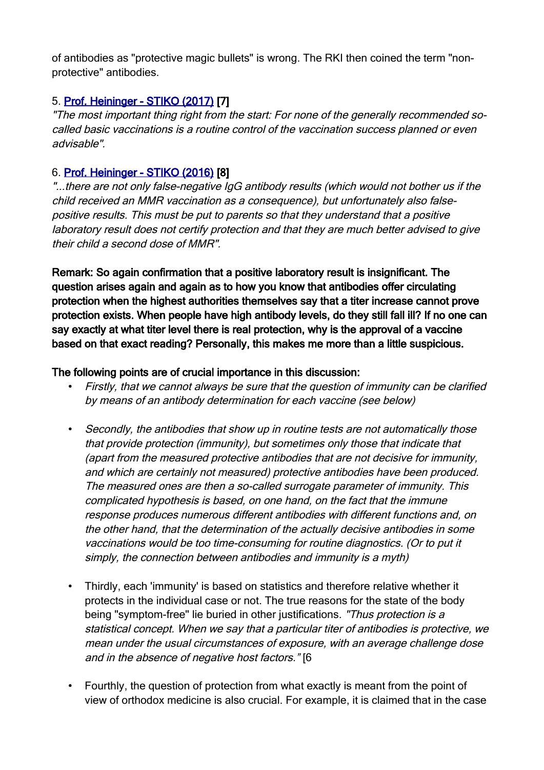of antibodies as "protective magic bullets" is wrong. The RKI then coined the term "non-protective" antibodies.

5. [Prof. Heininger - STIKO (2017)] [7]
*"The most important thing right from the start: For none of the generally recommended so-called basic vaccinations is a routine control of the vaccination success planned or even advisable".*

6. [Prof. Heininger - STIKO (2016)] [8]
*"...there are not only false-negative IgG antibody results (which would not bother us if the child received an MMR vaccination as a consequence), but unfortunately also false-positive results. This must be put to parents so that they understand that a positive laboratory result does not certify protection and that they are much better advised to give their child a second dose of MMR".*

**Remark: So again confirmation that a positive laboratory result is insignificant. The question arises again and again as to how you know that antibodies offer circulating protection when the highest authorities themselves say that a titer increase cannot prove protection exists. When people have high antibody levels, do they still fall ill? If no one can say exactly at what titer level there is real protection, why is the approval of a vaccine based on that exact reading? Personally, this makes me more than a little suspicious.**

**The following points are of crucial importance in this discussion:**

- *Firstly, that we cannot always be sure that the question of immunity can be clarified by means of an antibody determination for each vaccine (see below)*
- *Secondly, the antibodies that show up in routine tests are not automatically those that provide protection (immunity), but sometimes only those that indicate that (apart from the measured protective antibodies that are not decisive for immunity, and which are certainly not measured) protective antibodies have been produced. The measured ones are then a so-called surrogate parameter of immunity. This complicated hypothesis is based, on one hand, on the fact that the immune response produces numerous different antibodies with different functions and, on the other hand, that the determination of the actually decisive antibodies in some vaccinations would be too time-consuming for routine diagnostics. (Or to put it simply, the connection between antibodies and immunity is a myth)*
- Thirdly, each 'immunity' is based on statistics and therefore relative whether it protects in the individual case or not. The true reasons for the state of the body being "symptom-free" lie buried in other justifications. *"Thus protection is a statistical concept. When we say that a particular titer of antibodies is protective, we mean under the usual circumstances of exposure, with an average challenge dose and in the absence of negative host factors."* [6
- Fourthly, the question of protection from what exactly is meant from the point of view of orthodox medicine is also crucial. For example, it is claimed that in the case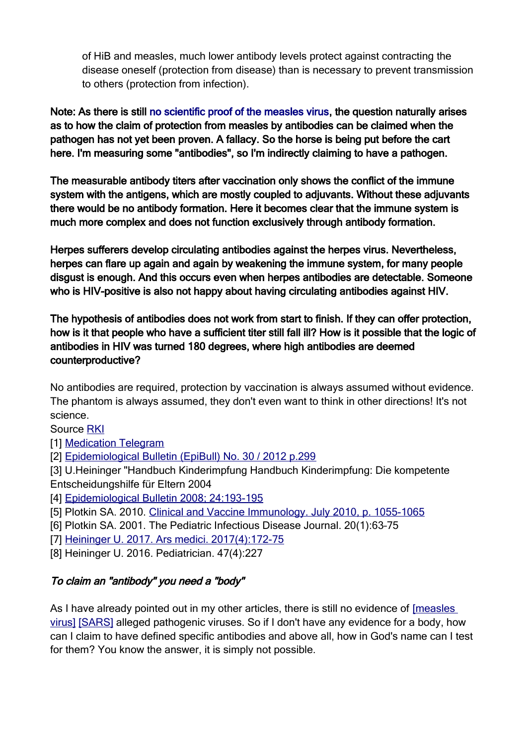of HiB and measles, much lower antibody levels protect against contracting the disease oneself (protection from disease) than is necessary to prevent transmission to others (protection from infection).

**Note: As there is still no scientific proof of the measles virus, the question naturally arises as to how the claim of protection from measles by antibodies can be claimed when the pathogen has not yet been proven. A fallacy. So the horse is being put before the cart here. I'm measuring some "antibodies", so I'm indirectly claiming to have a pathogen.**

**The measurable antibody titers after vaccination only shows the conflict of the immune system with the antigens, which are mostly coupled to adjuvants. Without these adjuvants there would be no antibody formation. Here it becomes clear that the immune system is much more complex and does not function exclusively through antibody formation.**

**Herpes sufferers develop circulating antibodies against the herpes virus. Nevertheless, herpes can flare up again and again by weakening the immune system, for many people disgust is enough. And this occurs even when herpes antibodies are detectable. Someone who is HIV-positive is also not happy about having circulating antibodies against HIV.**

**The hypothesis of antibodies does not work from start to finish. If they can offer protection, how is it that people who have a sufficient titer still fall ill? How is it possible that the logic of antibodies in HIV was turned 180 degrees, where high antibodies are deemed counterproductive?**

No antibodies are required, protection by vaccination is always assumed without evidence. The phantom is always assumed, they don't even want to think in other directions! It's not science.
Source RKI
[1] Medication Telegram
[2] Epidemiological Bulletin (EpiBull) No. 30 / 2012 p.299
[3] U.Heininger "Handbuch Kinderimpfung Handbuch Kinderimpfung: Die kompetente Entscheidungshilfe für Eltern 2004
[4] Epidemiological Bulletin 2008; 24:193-195
[5] Plotkin SA. 2010. Clinical and Vaccine Immunology. July 2010, p. 1055-1065
[6] Plotkin SA. 2001. The Pediatric Infectious Disease Journal. 20(1):63–75
[7] Heininger U. 2017. Ars medici. 2017(4):172-75
[8] Heininger U. 2016. Pediatrician. 47(4):227

### *To claim an "antibody" you need a "body"*

As I have already pointed out in my other articles, there is still no evidence of [measles virus] [SARS] alleged pathogenic viruses. So if I don't have any evidence for a body, how can I claim to have defined specific antibodies and above all, how in God's name can I test for them? You know the answer, it is simply not possible.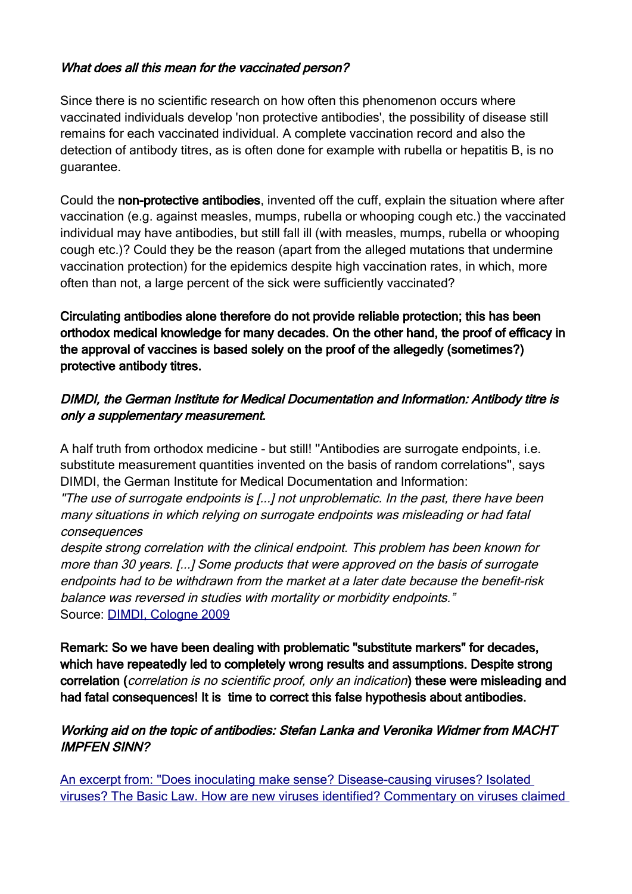*What does all this mean for the vaccinated person?*

Since there is no scientific research on how often this phenomenon occurs where vaccinated individuals develop 'non protective antibodies', the possibility of disease still remains for each vaccinated individual. A complete vaccination record and also the detection of antibody titres, as is often done for example with rubella or hepatitis B, is no guarantee.

Could the **non-protective antibodies**, invented off the cuff, explain the situation where after vaccination (e.g. against measles, mumps, rubella or whooping cough etc.) the vaccinated individual may have antibodies, but still fall ill (with measles, mumps, rubella or whooping cough etc.)? Could they be the reason (apart from the alleged mutations that undermine vaccination protection) for the epidemics despite high vaccination rates, in which, more often than not, a large percent of the sick were sufficiently vaccinated?

**Circulating antibodies alone therefore do not provide reliable protection; this has been orthodox medical knowledge for many decades. On the other hand, the proof of efficacy in the approval of vaccines is based solely on the proof of the allegedly (sometimes?) protective antibody titres.**

*DIMDI, the German Institute for Medical Documentation and Information: Antibody titre is only a supplementary measurement.*

A half truth from orthodox medicine - but still! "Antibodies are surrogate endpoints, i.e. substitute measurement quantities invented on the basis of random correlations", says DIMDI, the German Institute for Medical Documentation and Information:
*"The use of surrogate endpoints is [...] not unproblematic. In the past, there have been many situations in which relying on surrogate endpoints was misleading or had fatal consequences despite strong correlation with the clinical endpoint. This problem has been known for more than 30 years. [...] Some products that were approved on the basis of surrogate endpoints had to be withdrawn from the market at a later date because the benefit-risk balance was reversed in studies with mortality or morbidity endpoints."*
Source: [DIMDI, Cologne 2009]

**Remark: So we have been dealing with problematic "substitute markers" for decades, which have repeatedly led to completely wrong results and assumptions. Despite strong correlation (*correlation is no scientific proof, only an indication*) these were misleading and had fatal consequences! It is time to correct this false hypothesis about antibodies.**

*Working aid on the topic of antibodies: Stefan Lanka and Veronika Widmer from MACHT IMPFEN SINN?*

[An excerpt from: "Does inoculating make sense? Disease-causing viruses? Isolated viruses? The Basic Law. How are new viruses identified? Commentary on viruses claimed]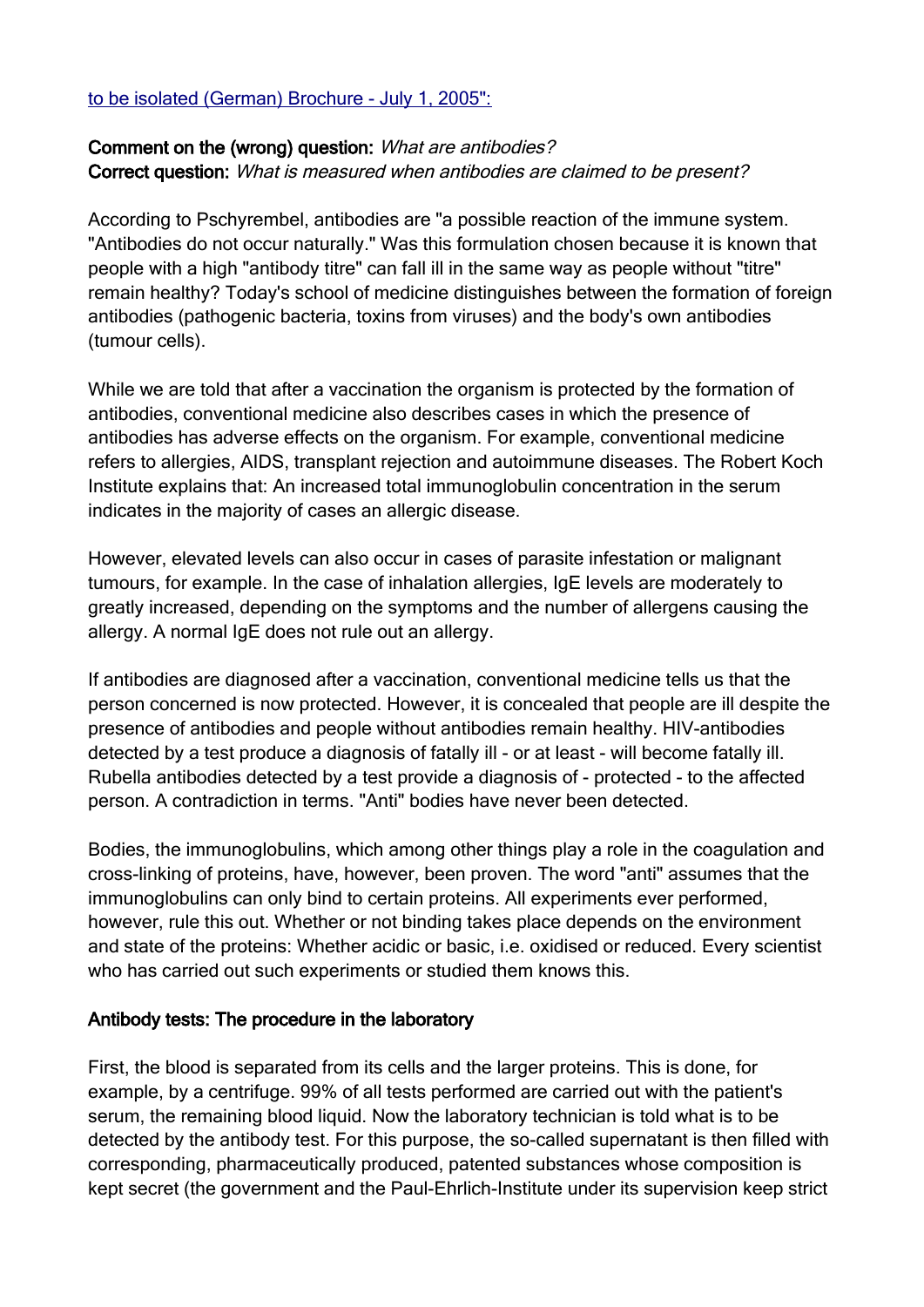[to be isolated (German) Brochure - July 1, 2005":](#)

**Comment on the (wrong) question:** *What are antibodies?*
**Correct question:** *What is measured when antibodies are claimed to be present?*

According to Pschyrembel, antibodies are "a possible reaction of the immune system. "Antibodies do not occur naturally." Was this formulation chosen because it is known that people with a high "antibody titre" can fall ill in the same way as people without "titre" remain healthy? Today's school of medicine distinguishes between the formation of foreign antibodies (pathogenic bacteria, toxins from viruses) and the body's own antibodies (tumour cells).

While we are told that after a vaccination the organism is protected by the formation of antibodies, conventional medicine also describes cases in which the presence of antibodies has adverse effects on the organism. For example, conventional medicine refers to allergies, AIDS, transplant rejection and autoimmune diseases. The Robert Koch Institute explains that: An increased total immunoglobulin concentration in the serum indicates in the majority of cases an allergic disease.

However, elevated levels can also occur in cases of parasite infestation or malignant tumours, for example. In the case of inhalation allergies, IgE levels are moderately to greatly increased, depending on the symptoms and the number of allergens causing the allergy. A normal IgE does not rule out an allergy.

If antibodies are diagnosed after a vaccination, conventional medicine tells us that the person concerned is now protected. However, it is concealed that people are ill despite the presence of antibodies and people without antibodies remain healthy. HIV-antibodies detected by a test produce a diagnosis of fatally ill - or at least - will become fatally ill. Rubella antibodies detected by a test provide a diagnosis of - protected - to the affected person. A contradiction in terms. "Anti" bodies have never been detected.

Bodies, the immunoglobulins, which among other things play a role in the coagulation and cross-linking of proteins, have, however, been proven. The word "anti" assumes that the immunoglobulins can only bind to certain proteins. All experiments ever performed, however, rule this out. Whether or not binding takes place depends on the environment and state of the proteins: Whether acidic or basic, i.e. oxidised or reduced. Every scientist who has carried out such experiments or studied them knows this.

**Antibody tests: The procedure in the laboratory**

First, the blood is separated from its cells and the larger proteins. This is done, for example, by a centrifuge. 99% of all tests performed are carried out with the patient's serum, the remaining blood liquid. Now the laboratory technician is told what is to be detected by the antibody test. For this purpose, the so-called supernatant is then filled with corresponding, pharmaceutically produced, patented substances whose composition is kept secret (the government and the Paul-Ehrlich-Institute under its supervision keep strict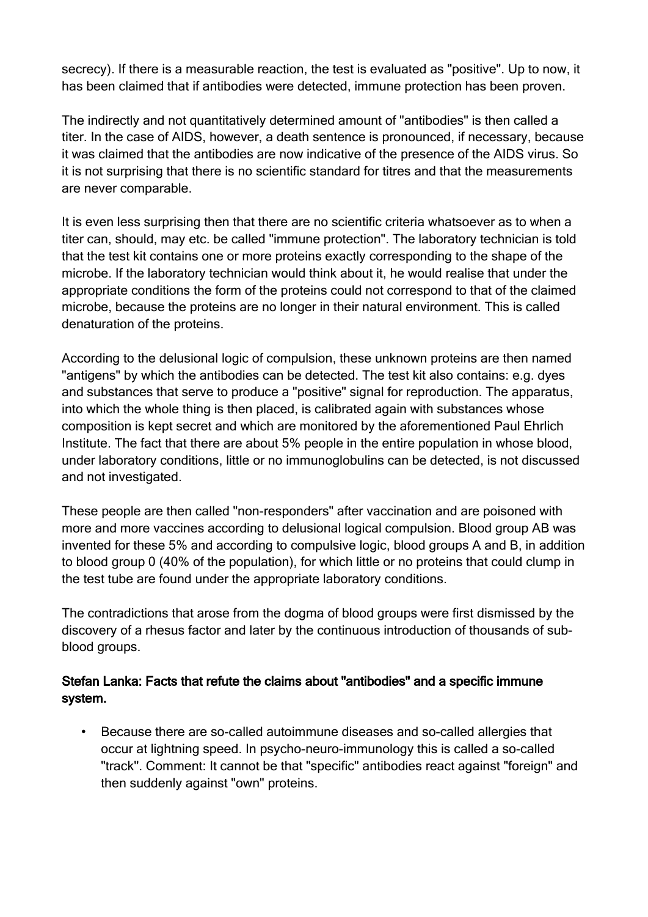secrecy). If there is a measurable reaction, the test is evaluated as "positive". Up to now, it has been claimed that if antibodies were detected, immune protection has been proven.

The indirectly and not quantitatively determined amount of "antibodies" is then called a titer. In the case of AIDS, however, a death sentence is pronounced, if necessary, because it was claimed that the antibodies are now indicative of the presence of the AIDS virus. So it is not surprising that there is no scientific standard for titres and that the measurements are never comparable.

It is even less surprising then that there are no scientific criteria whatsoever as to when a titer can, should, may etc. be called "immune protection". The laboratory technician is told that the test kit contains one or more proteins exactly corresponding to the shape of the microbe. If the laboratory technician would think about it, he would realise that under the appropriate conditions the form of the proteins could not correspond to that of the claimed microbe, because the proteins are no longer in their natural environment. This is called denaturation of the proteins.

According to the delusional logic of compulsion, these unknown proteins are then named "antigens" by which the antibodies can be detected. The test kit also contains: e.g. dyes and substances that serve to produce a "positive" signal for reproduction. The apparatus, into which the whole thing is then placed, is calibrated again with substances whose composition is kept secret and which are monitored by the aforementioned Paul Ehrlich Institute. The fact that there are about 5% people in the entire population in whose blood, under laboratory conditions, little or no immunoglobulins can be detected, is not discussed and not investigated.

These people are then called "non-responders" after vaccination and are poisoned with more and more vaccines according to delusional logical compulsion. Blood group AB was invented for these 5% and according to compulsive logic, blood groups A and B, in addition to blood group 0 (40% of the population), for which little or no proteins that could clump in the test tube are found under the appropriate laboratory conditions.

The contradictions that arose from the dogma of blood groups were first dismissed by the discovery of a rhesus factor and later by the continuous introduction of thousands of sub-blood groups.

### Stefan Lanka: Facts that refute the claims about "antibodies" and a specific immune system.

- Because there are so-called autoimmune diseases and so-called allergies that occur at lightning speed. In psycho-neuro-immunology this is called a so-called "track". Comment: It cannot be that "specific" antibodies react against "foreign" and then suddenly against "own" proteins.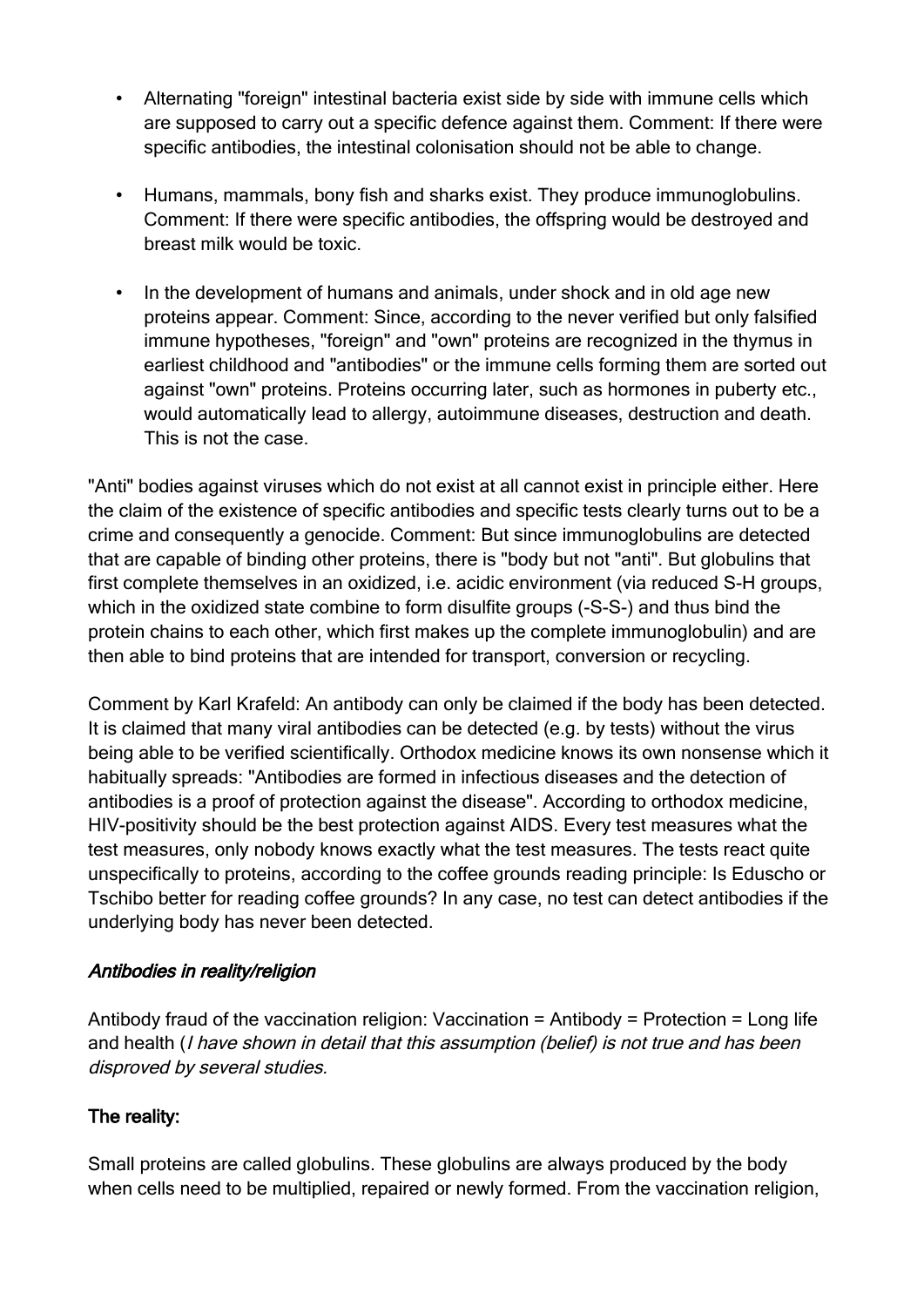- Alternating "foreign" intestinal bacteria exist side by side with immune cells which are supposed to carry out a specific defence against them. Comment: If there were specific antibodies, the intestinal colonisation should not be able to change.

- Humans, mammals, bony fish and sharks exist. They produce immunoglobulins. Comment: If there were specific antibodies, the offspring would be destroyed and breast milk would be toxic.

- In the development of humans and animals, under shock and in old age new proteins appear. Comment: Since, according to the never verified but only falsified immune hypotheses, "foreign" and "own" proteins are recognized in the thymus in earliest childhood and "antibodies" or the immune cells forming them are sorted out against "own" proteins. Proteins occurring later, such as hormones in puberty etc., would automatically lead to allergy, autoimmune diseases, destruction and death. This is not the case.

"Anti" bodies against viruses which do not exist at all cannot exist in principle either. Here the claim of the existence of specific antibodies and specific tests clearly turns out to be a crime and consequently a genocide. Comment: But since immunoglobulins are detected that are capable of binding other proteins, there is "body but not "anti". But globulins that first complete themselves in an oxidized, i.e. acidic environment (via reduced S-H groups, which in the oxidized state combine to form disulfite groups (-S-S-) and thus bind the protein chains to each other, which first makes up the complete immunoglobulin) and are then able to bind proteins that are intended for transport, conversion or recycling.

Comment by Karl Krafeld: An antibody can only be claimed if the body has been detected. It is claimed that many viral antibodies can be detected (e.g. by tests) without the virus being able to be verified scientifically. Orthodox medicine knows its own nonsense which it habitually spreads: "Antibodies are formed in infectious diseases and the detection of antibodies is a proof of protection against the disease". According to orthodox medicine, HIV-positivity should be the best protection against AIDS. Every test measures what the test measures, only nobody knows exactly what the test measures. The tests react quite unspecifically to proteins, according to the coffee grounds reading principle: Is Eduscho or Tschibo better for reading coffee grounds? In any case, no test can detect antibodies if the underlying body has never been detected.

*Antibodies in reality/religion*

Antibody fraud of the vaccination religion: Vaccination = Antibody = Protection = Long life and health (*I have shown in detail that this assumption (belief) is not true and has been disproved by several studies.*

**The reality:**

Small proteins are called globulins. These globulins are always produced by the body when cells need to be multiplied, repaired or newly formed. From the vaccination religion,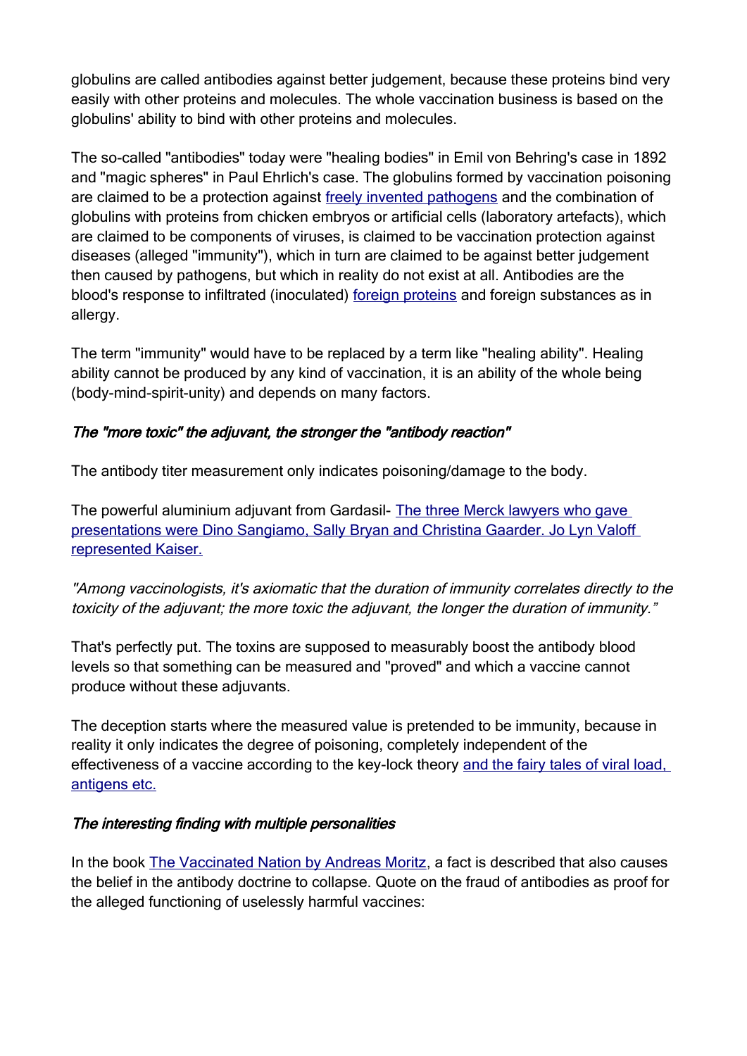globulins are called antibodies against better judgement, because these proteins bind very easily with other proteins and molecules. The whole vaccination business is based on the globulins' ability to bind with other proteins and molecules.

The so-called "antibodies" today were "healing bodies" in Emil von Behring's case in 1892 and "magic spheres" in Paul Ehrlich's case. The globulins formed by vaccination poisoning are claimed to be a protection against [freely invented pathogens] and the combination of globulins with proteins from chicken embryos or artificial cells (laboratory artefacts), which are claimed to be components of viruses, is claimed to be vaccination protection against diseases (alleged "immunity"), which in turn are claimed to be against better judgement then caused by pathogens, but which in reality do not exist at all. Antibodies are the blood's response to infiltrated (inoculated) [foreign proteins] and foreign substances as in allergy.

The term "immunity" would have to be replaced by a term like "healing ability". Healing ability cannot be produced by any kind of vaccination, it is an ability of the whole being (body-mind-spirit-unity) and depends on many factors.

*The "more toxic" the adjuvant, the stronger the "antibody reaction"*

The antibody titer measurement only indicates poisoning/damage to the body.

The powerful aluminium adjuvant from Gardasil- [The three Merck lawyers who gave presentations were Dino Sangiamo, Sally Bryan and Christina Gaarder. Jo Lyn Valoff represented Kaiser.]

*"Among vaccinologists, it's axiomatic that the duration of immunity correlates directly to the toxicity of the adjuvant; the more toxic the adjuvant, the longer the duration of immunity."*

That's perfectly put. The toxins are supposed to measurably boost the antibody blood levels so that something can be measured and "proved" and which a vaccine cannot produce without these adjuvants.

The deception starts where the measured value is pretended to be immunity, because in reality it only indicates the degree of poisoning, completely independent of the effectiveness of a vaccine according to the key-lock theory [and the fairy tales of viral load, antigens etc.]

*The interesting finding with multiple personalities*

In the book [The Vaccinated Nation by Andreas Moritz], a fact is described that also causes the belief in the antibody doctrine to collapse. Quote on the fraud of antibodies as proof for the alleged functioning of uselessly harmful vaccines: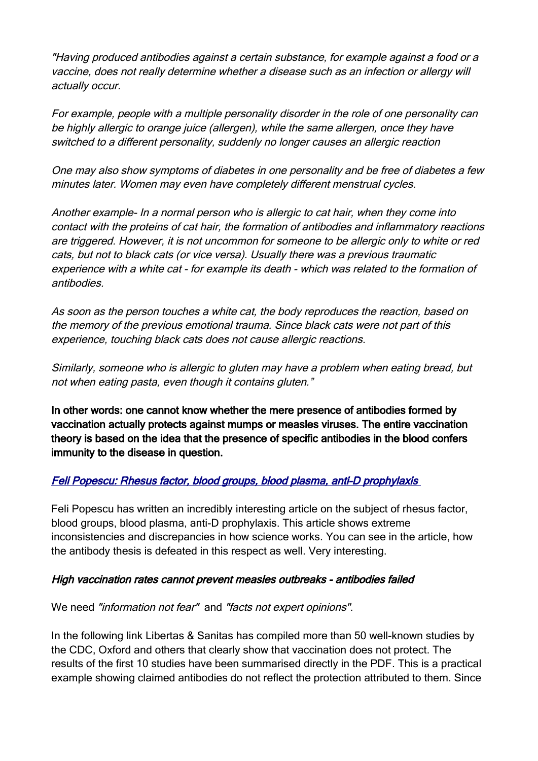*"Having produced antibodies against a certain substance, for example against a food or a vaccine, does not really determine whether a disease such as an infection or allergy will actually occur.*

*For example, people with a multiple personality disorder in the role of one personality can be highly allergic to orange juice (allergen), while the same allergen, once they have switched to a different personality, suddenly no longer causes an allergic reaction*

*One may also show symptoms of diabetes in one personality and be free of diabetes a few minutes later. Women may even have completely different menstrual cycles.*

*Another example- In a normal person who is allergic to cat hair, when they come into contact with the proteins of cat hair, the formation of antibodies and inflammatory reactions are triggered. However, it is not uncommon for someone to be allergic only to white or red cats, but not to black cats (or vice versa). Usually there was a previous traumatic experience with a white cat - for example its death - which was related to the formation of antibodies.*

*As soon as the person touches a white cat, the body reproduces the reaction, based on the memory of the previous emotional trauma. Since black cats were not part of this experience, touching black cats does not cause allergic reactions.*

*Similarly, someone who is allergic to gluten may have a problem when eating bread, but not when eating pasta, even though it contains gluten."*

**In other words: one cannot know whether the mere presence of antibodies formed by vaccination actually protects against mumps or measles viruses. The entire vaccination theory is based on the idea that the presence of specific antibodies in the blood confers immunity to the disease in question.**

### *Feli Popescu: Rhesus factor, blood groups, blood plasma, anti-D prophylaxis*

Feli Popescu has written an incredibly interesting article on the subject of rhesus factor, blood groups, blood plasma, anti-D prophylaxis. This article shows extreme inconsistencies and discrepancies in how science works. You can see in the article, how the antibody thesis is defeated in this respect as well. Very interesting.

### *High vaccination rates cannot prevent measles outbreaks - antibodies failed*

We need *"information not fear"* and *"facts not expert opinions"*.

In the following link Libertas & Sanitas has compiled more than 50 well-known studies by the CDC, Oxford and others that clearly show that vaccination does not protect. The results of the first 10 studies have been summarised directly in the PDF. This is a practical example showing claimed antibodies do not reflect the protection attributed to them. Since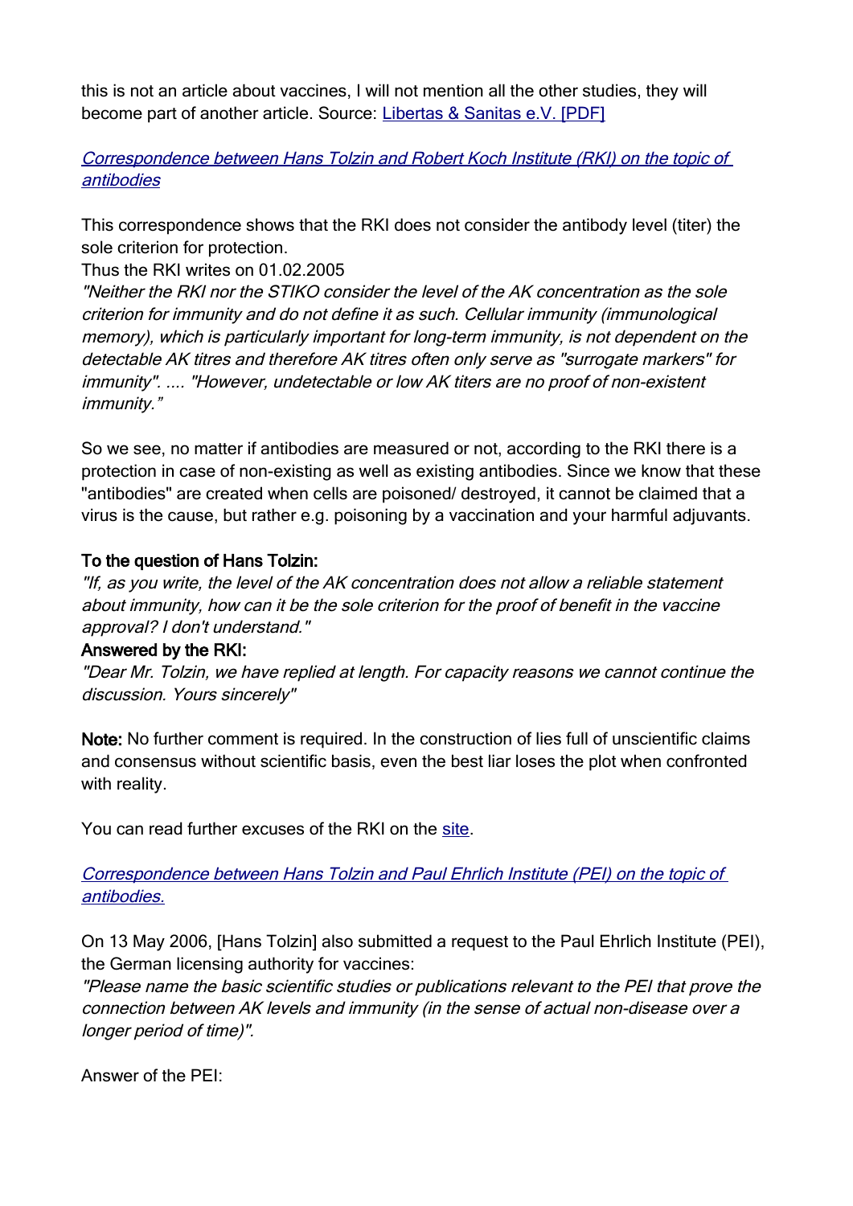this is not an article about vaccines, I will not mention all the other studies, they will become part of another article. Source: [Libertas & Sanitas e.V. [PDF]]

*Correspondence between Hans Tolzin and Robert Koch Institute (RKI) on the topic of antibodies*

This correspondence shows that the RKI does not consider the antibody level (titer) the sole criterion for protection.

Thus the RKI writes on 01.02.2005

*"Neither the RKI nor the STIKO consider the level of the AK concentration as the sole criterion for immunity and do not define it as such. Cellular immunity (immunological memory), which is particularly important for long-term immunity, is not dependent on the detectable AK titres and therefore AK titres often only serve as "surrogate markers" for immunity". .... "However, undetectable or low AK titers are no proof of non-existent immunity."*

So we see, no matter if antibodies are measured or not, according to the RKI there is a protection in case of non-existing as well as existing antibodies. Since we know that these "antibodies" are created when cells are poisoned/ destroyed, it cannot be claimed that a virus is the cause, but rather e.g. poisoning by a vaccination and your harmful adjuvants.

**To the question of Hans Tolzin:**

*"If, as you write, the level of the AK concentration does not allow a reliable statement about immunity, how can it be the sole criterion for the proof of benefit in the vaccine approval? I don't understand."*

**Answered by the RKI:**

*"Dear Mr. Tolzin, we have replied at length. For capacity reasons we cannot continue the discussion. Yours sincerely"*

**Note:** No further comment is required. In the construction of lies full of unscientific claims and consensus without scientific basis, even the best liar loses the plot when confronted with reality.

You can read further excuses of the RKI on the site.

*Correspondence between Hans Tolzin and Paul Ehrlich Institute (PEI) on the topic of antibodies.*

On 13 May 2006, [Hans Tolzin] also submitted a request to the Paul Ehrlich Institute (PEI), the German licensing authority for vaccines:

*"Please name the basic scientific studies or publications relevant to the PEI that prove the connection between AK levels and immunity (in the sense of actual non-disease over a longer period of time)".*

Answer of the PEI: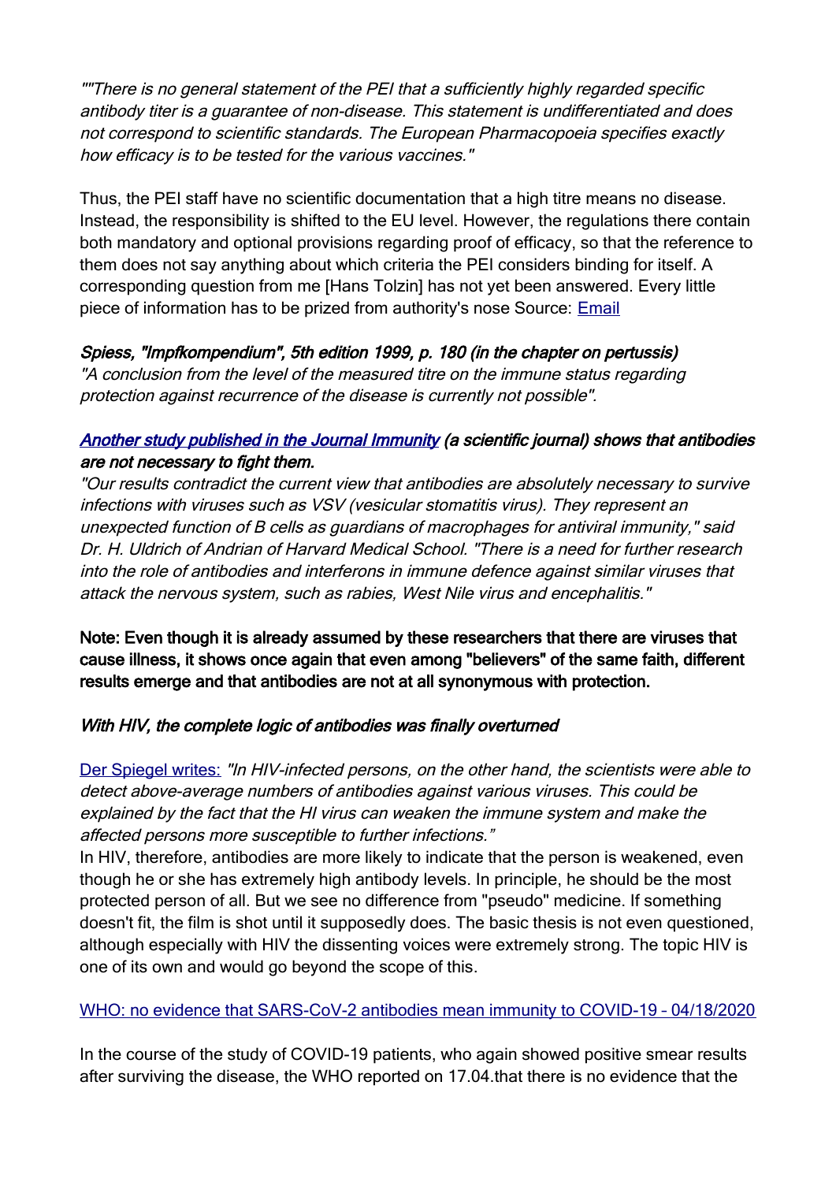*""There is no general statement of the PEI that a sufficiently highly regarded specific antibody titer is a guarantee of non-disease. This statement is undifferentiated and does not correspond to scientific standards. The European Pharmacopoeia specifies exactly how efficacy is to be tested for the various vaccines."*

Thus, the PEI staff have no scientific documentation that a high titre means no disease. Instead, the responsibility is shifted to the EU level. However, the regulations there contain both mandatory and optional provisions regarding proof of efficacy, so that the reference to them does not say anything about which criteria the PEI considers binding for itself. A corresponding question from me [Hans Tolzin] has not yet been answered. Every little piece of information has to be prized from authority's nose Source: [Email]

***Spiess, "Impfkompendium", 5th edition 1999, p. 180 (in the chapter on pertussis)***
*"A conclusion from the level of the measured titre on the immune status regarding protection against recurrence of the disease is currently not possible".*

***[Another study published in the Journal Immunity] (a scientific journal) shows that antibodies are not necessary to fight them.***
*"Our results contradict the current view that antibodies are absolutely necessary to survive infections with viruses such as VSV (vesicular stomatitis virus). They represent an unexpected function of B cells as guardians of macrophages for antiviral immunity," said Dr. H. Uldrich of Andrian of Harvard Medical School. "There is a need for further research into the role of antibodies and interferons in immune defence against similar viruses that attack the nervous system, such as rabies, West Nile virus and encephalitis."*

**Note: Even though it is already assumed by these researchers that there are viruses that cause illness, it shows once again that even among "believers" of the same faith, different results emerge and that antibodies are not at all synonymous with protection.**

***With HIV, the complete logic of antibodies was finally overturned***

[Der Spiegel writes:] *"In HIV-infected persons, on the other hand, the scientists were able to detect above-average numbers of antibodies against various viruses. This could be explained by the fact that the HI virus can weaken the immune system and make the affected persons more susceptible to further infections."*
In HIV, therefore, antibodies are more likely to indicate that the person is weakened, even though he or she has extremely high antibody levels. In principle, he should be the most protected person of all. But we see no difference from "pseudo" medicine. If something doesn't fit, the film is shot until it supposedly does. The basic thesis is not even questioned, although especially with HIV the dissenting voices were extremely strong. The topic HIV is one of its own and would go beyond the scope of this.

[WHO: no evidence that SARS-CoV-2 antibodies mean immunity to COVID-19 – 04/18/2020]

In the course of the study of COVID-19 patients, who again showed positive smear results after surviving the disease, the WHO reported on 17.04.that there is no evidence that the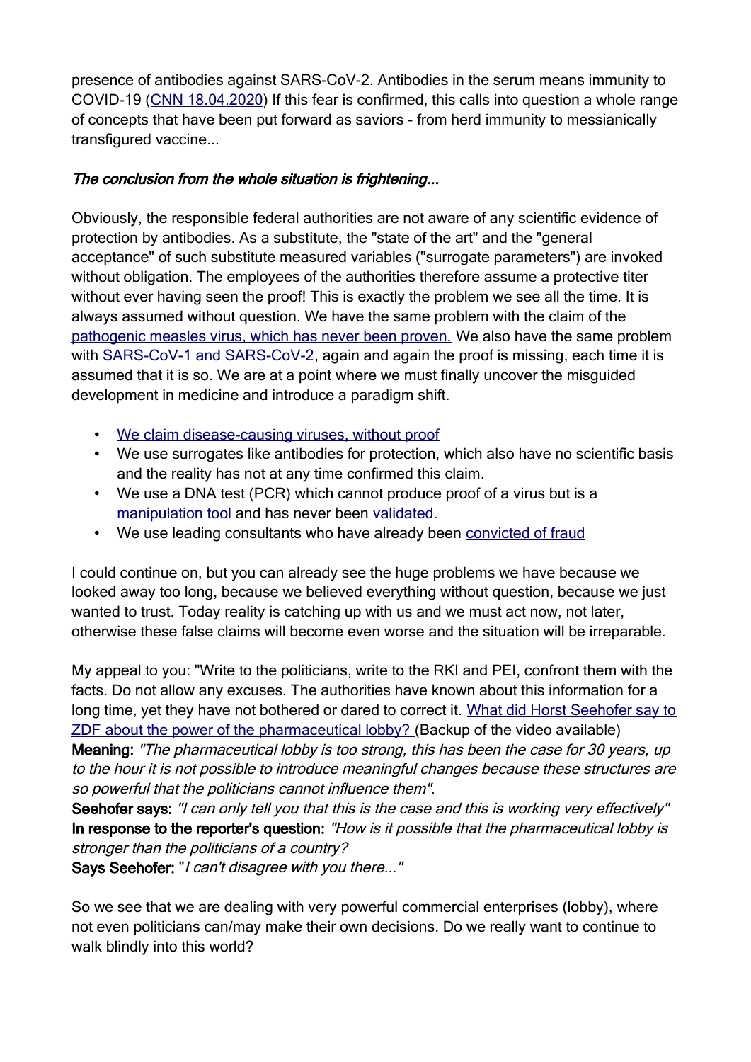presence of antibodies against SARS-CoV-2. Antibodies in the serum means immunity to COVID-19 (CNN 18.04.2020) If this fear is confirmed, this calls into question a whole range of concepts that have been put forward as saviors - from herd immunity to messianically transfigured vaccine...

***The conclusion from the whole situation is frightening...***

Obviously, the responsible federal authorities are not aware of any scientific evidence of protection by antibodies. As a substitute, the "state of the art" and the "general acceptance" of such substitute measured variables ("surrogate parameters") are invoked without obligation. The employees of the authorities therefore assume a protective titer without ever having seen the proof! This is exactly the problem we see all the time. It is always assumed without question. We have the same problem with the claim of the pathogenic measles virus, which has never been proven. We also have the same problem with SARS-CoV-1 and SARS-CoV-2, again and again the proof is missing, each time it is assumed that it is so. We are at a point where we must finally uncover the misguided development in medicine and introduce a paradigm shift.

- We claim disease-causing viruses, without proof
- We use surrogates like antibodies for protection, which also have no scientific basis and the reality has not at any time confirmed this claim.
- We use a DNA test (PCR) which cannot produce proof of a virus but is a manipulation tool and has never been validated.
- We use leading consultants who have already been convicted of fraud

I could continue on, but you can already see the huge problems we have because we looked away too long, because we believed everything without question, because we just wanted to trust. Today reality is catching up with us and we must act now, not later, otherwise these false claims will become even worse and the situation will be irreparable.

My appeal to you: "Write to the politicians, write to the RKI and PEI, confront them with the facts. Do not allow any excuses. The authorities have known about this information for a long time, yet they have not bothered or dared to correct it. What did Horst Seehofer say to ZDF about the power of the pharmaceutical lobby? (Backup of the video available)
**Meaning:** *"The pharmaceutical lobby is too strong, this has been the case for 30 years, up to the hour it is not possible to introduce meaningful changes because these structures are so powerful that the politicians cannot influence them".*
**Seehofer says:** *"I can only tell you that this is the case and this is working very effectively"*
**In response to the reporter's question:** *"How is it possible that the pharmaceutical lobby is stronger than the politicians of a country?*
**Says Seehofer:** "*I can't disagree with you there..."*

So we see that we are dealing with very powerful commercial enterprises (lobby), where not even politicians can/may make their own decisions. Do we really want to continue to walk blindly into this world?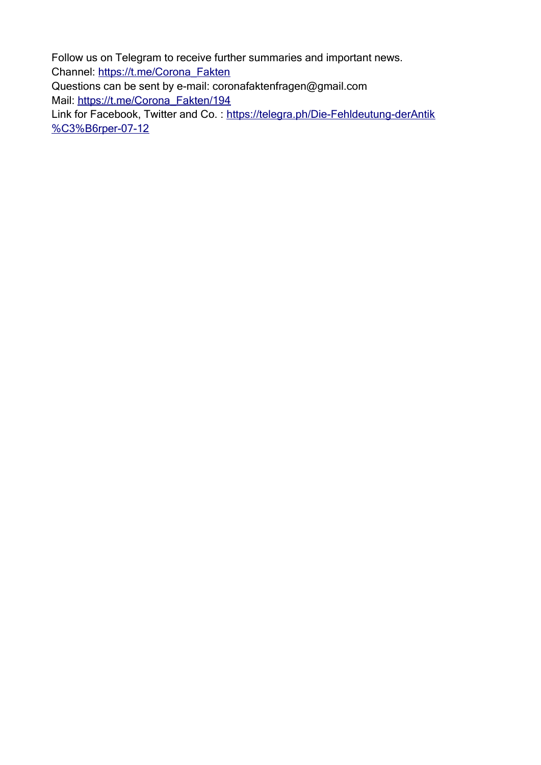Follow us on Telegram to receive further summaries and important news.
Channel: https://t.me/Corona_Fakten
Questions can be sent by e-mail: coronafaktenfragen@gmail.com
Mail: https://t.me/Corona_Fakten/194
Link for Facebook, Twitter and Co. : https://telegra.ph/Die-Fehldeutung-derAntik%C3%B6rper-07-12